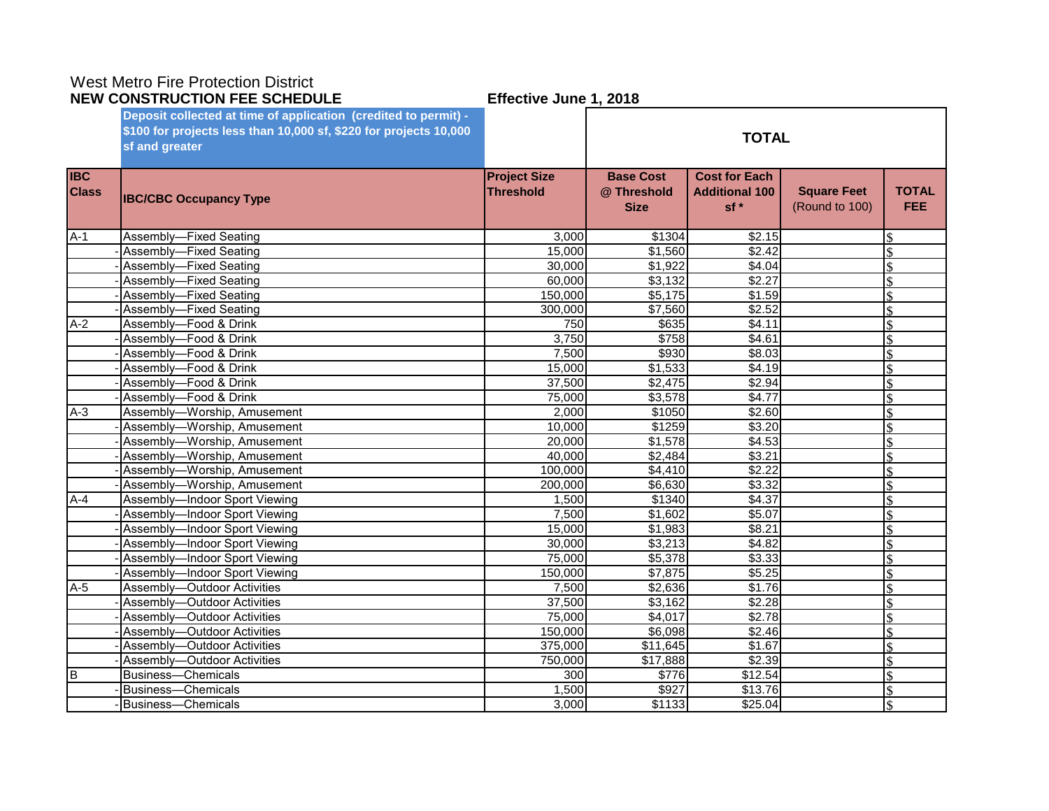West Metro Fire Protection District

**NEW CONSTRUCTION FEE SCHEDULE** **Effective June 1, 2018**

**Deposit collected at time of application (credited to permit) - $100 for projects less than 10,000 sf, $220 for projects 10,000 sf and greater**

| IBC Class | IBC/CBC Occupancy Type | Project Size Threshold | Base Cost @ Threshold Size | Cost for Each Additional 100 sf * | Square Feet (Round to 100) | TOTAL FEE |
|---|---|---|---|---|---|---|
| | | | **TOTAL** | | | |
| A-1 | Assembly—Fixed Seating | 3,000 | $1304 | $2.15 | | $ |
| - | Assembly—Fixed Seating | 15,000 | $1,560 | $2.42 | | $ |
| - | Assembly—Fixed Seating | 30,000 | $1,922 | $4.04 | | $ |
| - | Assembly—Fixed Seating | 60,000 | $3,132 | $2.27 | | $ |
| - | Assembly—Fixed Seating | 150,000 | $5,175 | $1.59 | | $ |
| - | Assembly—Fixed Seating | 300,000 | $7,560 | $2.52 | | $ |
| A-2 | Assembly—Food & Drink | 750 | $635 | $4.11 | | $ |
| - | Assembly—Food & Drink | 3,750 | $758 | $4.61 | | $ |
| - | Assembly—Food & Drink | 7,500 | $930 | $8.03 | | $ |
| - | Assembly—Food & Drink | 15,000 | $1,533 | $4.19 | | $ |
| - | Assembly—Food & Drink | 37,500 | $2,475 | $2.94 | | $ |
| - | Assembly—Food & Drink | 75,000 | $3,578 | $4.77 | | $ |
| A-3 | Assembly—Worship, Amusement | 2,000 | $1050 | $2.60 | | $ |
| - | Assembly—Worship, Amusement | 10,000 | $1259 | $3.20 | | $ |
| - | Assembly—Worship, Amusement | 20,000 | $1,578 | $4.53 | | $ |
| - | Assembly—Worship, Amusement | 40,000 | $2,484 | $3.21 | | $ |
| - | Assembly—Worship, Amusement | 100,000 | $4,410 | $2.22 | | $ |
| - | Assembly—Worship, Amusement | 200,000 | $6,630 | $3.32 | | $ |
| A-4 | Assembly—Indoor Sport Viewing | 1,500 | $1340 | $4.37 | | $ |
| - | Assembly—Indoor Sport Viewing | 7,500 | $1,602 | $5.07 | | $ |
| - | Assembly—Indoor Sport Viewing | 15,000 | $1,983 | $8.21 | | $ |
| - | Assembly—Indoor Sport Viewing | 30,000 | $3,213 | $4.82 | | $ |
| - | Assembly—Indoor Sport Viewing | 75,000 | $5,378 | $3.33 | | $ |
| - | Assembly—Indoor Sport Viewing | 150,000 | $7,875 | $5.25 | | $ |
| A-5 | Assembly—Outdoor Activities | 7,500 | $2,636 | $1.76 | | $ |
| - | Assembly—Outdoor Activities | 37,500 | $3,162 | $2.28 | | $ |
| - | Assembly—Outdoor Activities | 75,000 | $4,017 | $2.78 | | $ |
| - | Assembly—Outdoor Activities | 150,000 | $6,098 | $2.46 | | $ |
| - | Assembly—Outdoor Activities | 375,000 | $11,645 | $1.67 | | $ |
| - | Assembly—Outdoor Activities | 750,000 | $17,888 | $2.39 | | $ |
| B | Business—Chemicals | 300 | $776 | $12.54 | | $ |
| - | Business—Chemicals | 1,500 | $927 | $13.76 | | $ |
| - | Business—Chemicals | 3,000 | $1133 | $25.04 | | $ |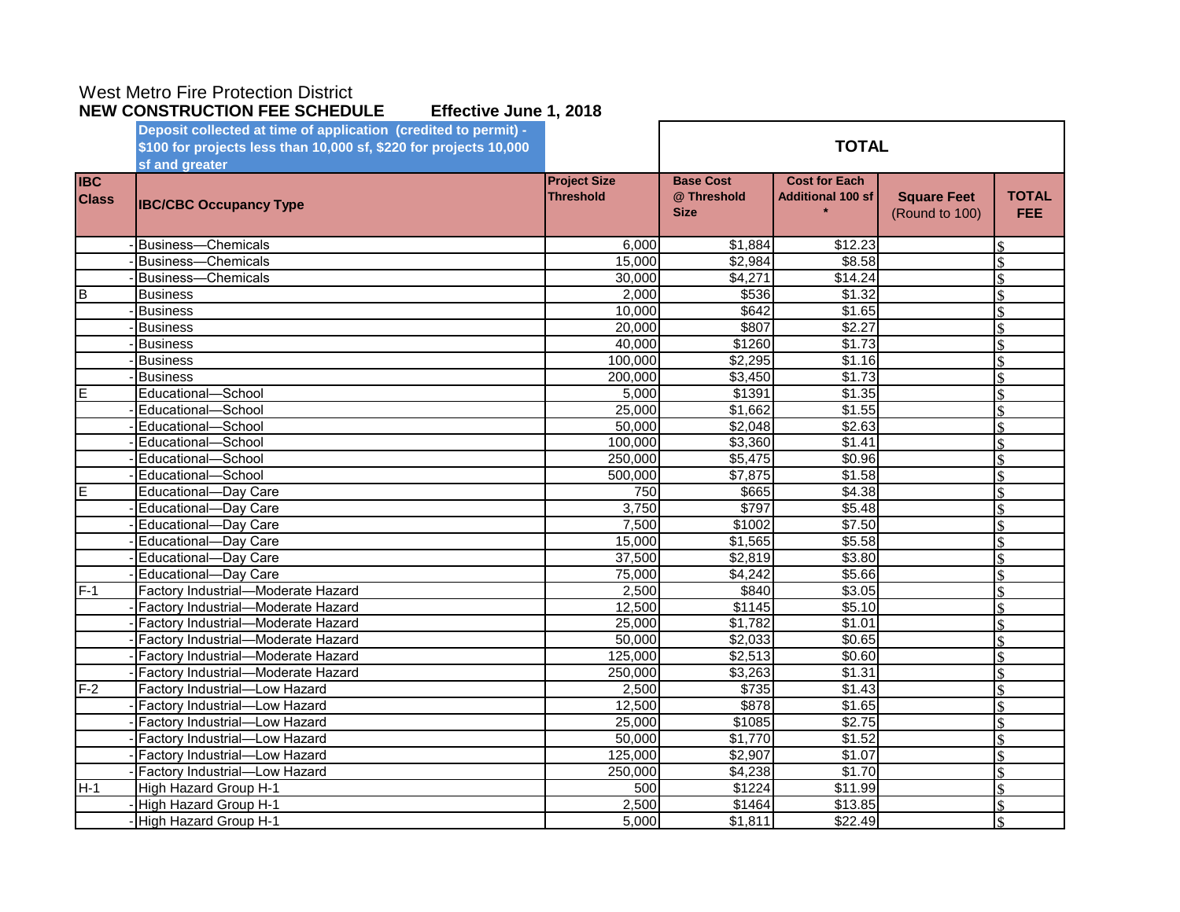West Metro Fire Protection District

**NEW CONSTRUCTION FEE SCHEDULE** **Effective June 1, 2018**

**Deposit collected at time of application (credited to permit) - $100 for projects less than 10,000 sf, $220 for projects 10,000 sf and greater**

| IBC Class | IBC/CBC Occupancy Type | Project Size Threshold | Base Cost @ Threshold Size | Cost for Each Additional 100 sf * | Square Feet (Round to 100) | TOTAL FEE |
|---|---|---|---|---|---|---|
| | | | **TOTAL** | | | |
| - | Business—Chemicals | 6,000 | $1,884 | $12.23 | | $ |
| - | Business—Chemicals | 15,000 | $2,984 | $8.58 | | $ |
| - | Business—Chemicals | 30,000 | $4,271 | $14.24 | | $ |
| B | Business | 2,000 | $536 | $1.32 | | $ |
| - | Business | 10,000 | $642 | $1.65 | | $ |
| - | Business | 20,000 | $807 | $2.27 | | $ |
| - | Business | 40,000 | $1260 | $1.73 | | $ |
| - | Business | 100,000 | $2,295 | $1.16 | | $ |
| - | Business | 200,000 | $3,450 | $1.73 | | $ |
| E | Educational—School | 5,000 | $1391 | $1.35 | | $ |
| - | Educational—School | 25,000 | $1,662 | $1.55 | | $ |
| - | Educational—School | 50,000 | $2,048 | $2.63 | | $ |
| - | Educational—School | 100,000 | $3,360 | $1.41 | | $ |
| - | Educational—School | 250,000 | $5,475 | $0.96 | | $ |
| - | Educational—School | 500,000 | $7,875 | $1.58 | | $ |
| E | Educational—Day Care | 750 | $665 | $4.38 | | $ |
| - | Educational—Day Care | 3,750 | $797 | $5.48 | | $ |
| - | Educational—Day Care | 7,500 | $1002 | $7.50 | | $ |
| - | Educational—Day Care | 15,000 | $1,565 | $5.58 | | $ |
| - | Educational—Day Care | 37,500 | $2,819 | $3.80 | | $ |
| - | Educational—Day Care | 75,000 | $4,242 | $5.66 | | $ |
| F-1 | Factory Industrial—Moderate Hazard | 2,500 | $840 | $3.05 | | $ |
| - | Factory Industrial—Moderate Hazard | 12,500 | $1145 | $5.10 | | $ |
| - | Factory Industrial—Moderate Hazard | 25,000 | $1,782 | $1.01 | | $ |
| - | Factory Industrial—Moderate Hazard | 50,000 | $2,033 | $0.65 | | $ |
| - | Factory Industrial—Moderate Hazard | 125,000 | $2,513 | $0.60 | | $ |
| - | Factory Industrial—Moderate Hazard | 250,000 | $3,263 | $1.31 | | $ |
| F-2 | Factory Industrial—Low Hazard | 2,500 | $735 | $1.43 | | $ |
| - | Factory Industrial—Low Hazard | 12,500 | $878 | $1.65 | | $ |
| - | Factory Industrial—Low Hazard | 25,000 | $1085 | $2.75 | | $ |
| - | Factory Industrial—Low Hazard | 50,000 | $1,770 | $1.52 | | $ |
| - | Factory Industrial—Low Hazard | 125,000 | $2,907 | $1.07 | | $ |
| - | Factory Industrial—Low Hazard | 250,000 | $4,238 | $1.70 | | $ |
| H-1 | High Hazard Group H-1 | 500 | $1224 | $11.99 | | $ |
| - | High Hazard Group H-1 | 2,500 | $1464 | $13.85 | | $ |
| - | High Hazard Group H-1 | 5,000 | $1,811 | $22.49 | | $ |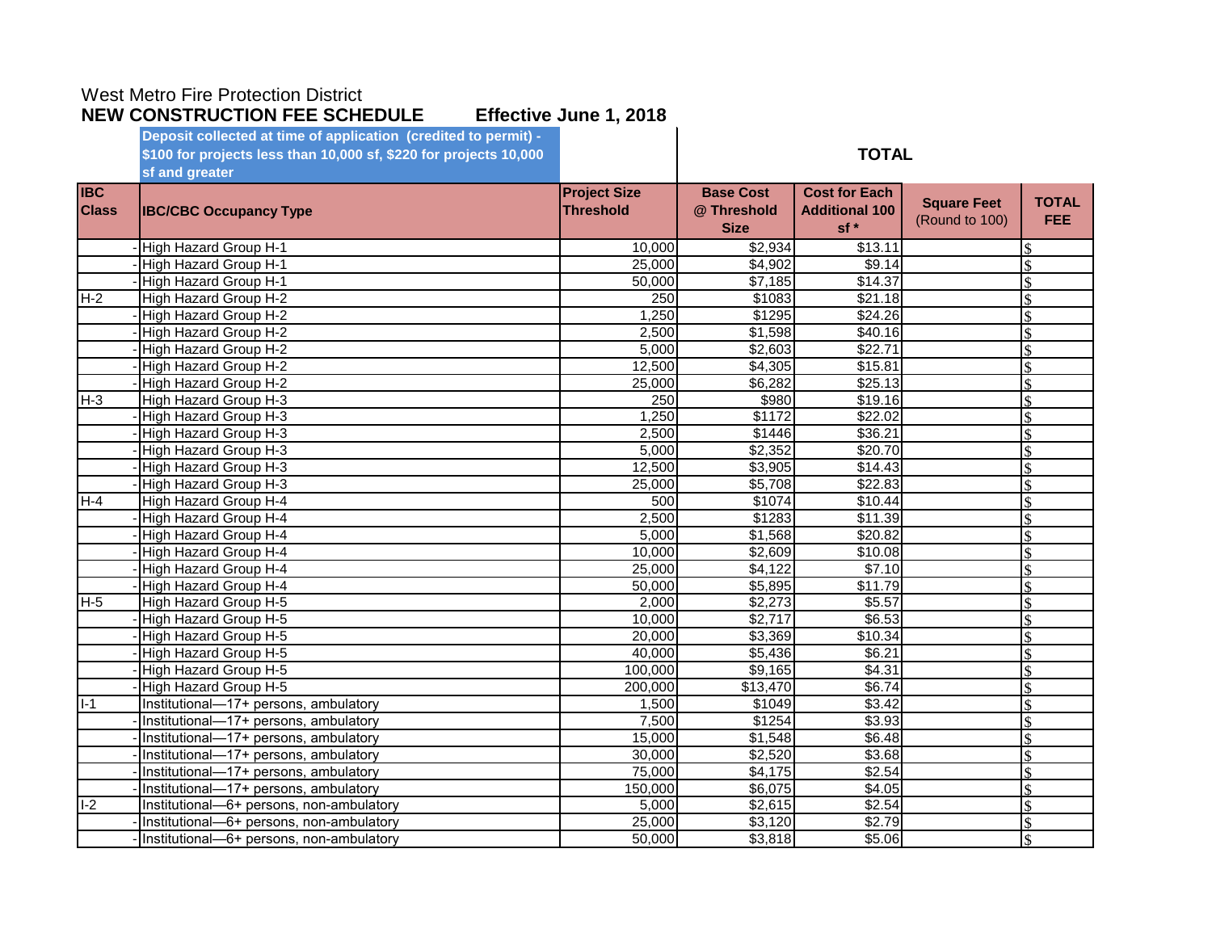West Metro Fire Protection District

**NEW CONSTRUCTION FEE SCHEDULE** **Effective June 1, 2018**

**Deposit collected at time of application (credited to permit) - $100 for projects less than 10,000 sf, $220 for projects 10,000 sf and greater**

| IBC Class | IBC/CBC Occupancy Type | Project Size Threshold | Base Cost @ Threshold Size | Cost for Each Additional 100 sf * | Square Feet (Round to 100) | TOTAL FEE |
|---|---|---|---|---|---|---|
| - | High Hazard Group H-1 | 10,000 | $2,934 | $13.11 | | $ |
| - | High Hazard Group H-1 | 25,000 | $4,902 | $9.14 | | $ |
| - | High Hazard Group H-1 | 50,000 | $7,185 | $14.37 | | $ |
| H-2 | High Hazard Group H-2 | 250 | $1083 | $21.18 | | $ |
| - | High Hazard Group H-2 | 1,250 | $1295 | $24.26 | | $ |
| - | High Hazard Group H-2 | 2,500 | $1,598 | $40.16 | | $ |
| - | High Hazard Group H-2 | 5,000 | $2,603 | $22.71 | | $ |
| - | High Hazard Group H-2 | 12,500 | $4,305 | $15.81 | | $ |
| - | High Hazard Group H-2 | 25,000 | $6,282 | $25.13 | | $ |
| H-3 | High Hazard Group H-3 | 250 | $980 | $19.16 | | $ |
| - | High Hazard Group H-3 | 1,250 | $1172 | $22.02 | | $ |
| - | High Hazard Group H-3 | 2,500 | $1446 | $36.21 | | $ |
| - | High Hazard Group H-3 | 5,000 | $2,352 | $20.70 | | $ |
| - | High Hazard Group H-3 | 12,500 | $3,905 | $14.43 | | $ |
| - | High Hazard Group H-3 | 25,000 | $5,708 | $22.83 | | $ |
| H-4 | High Hazard Group H-4 | 500 | $1074 | $10.44 | | $ |
| - | High Hazard Group H-4 | 2,500 | $1283 | $11.39 | | $ |
| - | High Hazard Group H-4 | 5,000 | $1,568 | $20.82 | | $ |
| - | High Hazard Group H-4 | 10,000 | $2,609 | $10.08 | | $ |
| - | High Hazard Group H-4 | 25,000 | $4,122 | $7.10 | | $ |
| - | High Hazard Group H-4 | 50,000 | $5,895 | $11.79 | | $ |
| H-5 | High Hazard Group H-5 | 2,000 | $2,273 | $5.57 | | $ |
| - | High Hazard Group H-5 | 10,000 | $2,717 | $6.53 | | $ |
| - | High Hazard Group H-5 | 20,000 | $3,369 | $10.34 | | $ |
| - | High Hazard Group H-5 | 40,000 | $5,436 | $6.21 | | $ |
| - | High Hazard Group H-5 | 100,000 | $9,165 | $4.31 | | $ |
| - | High Hazard Group H-5 | 200,000 | $13,470 | $6.74 | | $ |
| I-1 | Institutional—17+ persons, ambulatory | 1,500 | $1049 | $3.42 | | $ |
| - | Institutional—17+ persons, ambulatory | 7,500 | $1254 | $3.93 | | $ |
| - | Institutional—17+ persons, ambulatory | 15,000 | $1,548 | $6.48 | | $ |
| - | Institutional—17+ persons, ambulatory | 30,000 | $2,520 | $3.68 | | $ |
| - | Institutional—17+ persons, ambulatory | 75,000 | $4,175 | $2.54 | | $ |
| - | Institutional—17+ persons, ambulatory | 150,000 | $6,075 | $4.05 | | $ |
| I-2 | Institutional—6+ persons, non-ambulatory | 5,000 | $2,615 | $2.54 | | $ |
| - | Institutional—6+ persons, non-ambulatory | 25,000 | $3,120 | $2.79 | | $ |
| - | Institutional—6+ persons, non-ambulatory | 50,000 | $3,818 | $5.06 | | $ |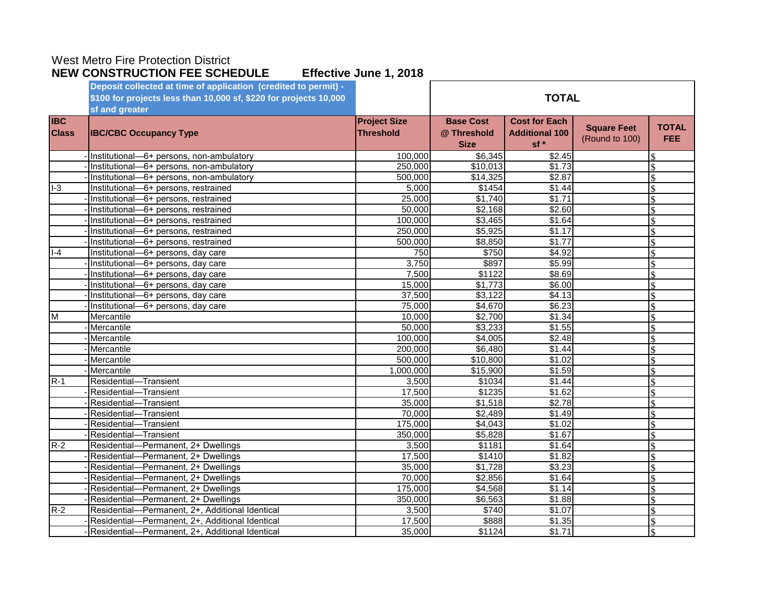West Metro Fire Protection District

**NEW CONSTRUCTION FEE SCHEDULE** **Effective June 1, 2018**

**Deposit collected at time of application (credited to permit) - $100 for projects less than 10,000 sf, $220 for projects 10,000 sf and greater**

| | | | **TOTAL** | | | |
|---|---|---|---|---|---|---|
| **IBC Class** | **IBC/CBC Occupancy Type** | **Project Size Threshold** | **Base Cost @ Threshold Size** | **Cost for Each Additional 100 sf *** | **Square Feet** (Round to 100) | **TOTAL FEE** |
| - | Institutional—6+ persons, non-ambulatory | 100,000 | $6,345 | $2.45 | | $ |
| - | Institutional—6+ persons, non-ambulatory | 250,000 | $10,013 | $1.73 | | $ |
| - | Institutional—6+ persons, non-ambulatory | 500,000 | $14,325 | $2.87 | | $ |
| I-3 | Institutional—6+ persons, restrained | 5,000 | $1454 | $1.44 | | $ |
| - | Institutional—6+ persons, restrained | 25,000 | $1,740 | $1.71 | | $ |
| - | Institutional—6+ persons, restrained | 50,000 | $2,168 | $2.60 | | $ |
| - | Institutional—6+ persons, restrained | 100,000 | $3,465 | $1.64 | | $ |
| - | Institutional—6+ persons, restrained | 250,000 | $5,925 | $1.17 | | $ |
| - | Institutional—6+ persons, restrained | 500,000 | $8,850 | $1.77 | | $ |
| I-4 | Institutional—6+ persons, day care | 750 | $750 | $4.92 | | $ |
| - | Institutional—6+ persons, day care | 3,750 | $897 | $5.99 | | $ |
| - | Institutional—6+ persons, day care | 7,500 | $1122 | $8.69 | | $ |
| - | Institutional—6+ persons, day care | 15,000 | $1,773 | $6.00 | | $ |
| - | Institutional—6+ persons, day care | 37,500 | $3,122 | $4.13 | | $ |
| - | Institutional—6+ persons, day care | 75,000 | $4,670 | $6.23 | | $ |
| M | Mercantile | 10,000 | $2,700 | $1.34 | | $ |
| - | Mercantile | 50,000 | $3,233 | $1.55 | | $ |
| - | Mercantile | 100,000 | $4,005 | $2.48 | | $ |
| - | Mercantile | 200,000 | $6,480 | $1.44 | | $ |
| - | Mercantile | 500,000 | $10,800 | $1.02 | | $ |
| - | Mercantile | 1,000,000 | $15,900 | $1.59 | | $ |
| R-1 | Residential—Transient | 3,500 | $1034 | $1.44 | | $ |
| - | Residential—Transient | 17,500 | $1235 | $1.62 | | $ |
| - | Residential—Transient | 35,000 | $1,518 | $2.78 | | $ |
| - | Residential—Transient | 70,000 | $2,489 | $1.49 | | $ |
| - | Residential—Transient | 175,000 | $4,043 | $1.02 | | $ |
| - | Residential—Transient | 350,000 | $5,828 | $1.67 | | $ |
| R-2 | Residential—Permanent, 2+ Dwellings | 3,500 | $1181 | $1.64 | | $ |
| - | Residential—Permanent, 2+ Dwellings | 17,500 | $1410 | $1.82 | | $ |
| - | Residential—Permanent, 2+ Dwellings | 35,000 | $1,728 | $3.23 | | $ |
| - | Residential—Permanent, 2+ Dwellings | 70,000 | $2,856 | $1.64 | | $ |
| - | Residential—Permanent, 2+ Dwellings | 175,000 | $4,568 | $1.14 | | $ |
| - | Residential—Permanent, 2+ Dwellings | 350,000 | $6,563 | $1.88 | | $ |
| R-2 | Residential—Permanent, 2+, Additional Identical | 3,500 | $740 | $1.07 | | $ |
| - | Residential—Permanent, 2+, Additional Identical | 17,500 | $888 | $1.35 | | $ |
| - | Residential—Permanent, 2+, Additional Identical | 35,000 | $1124 | $1.71 | | $ |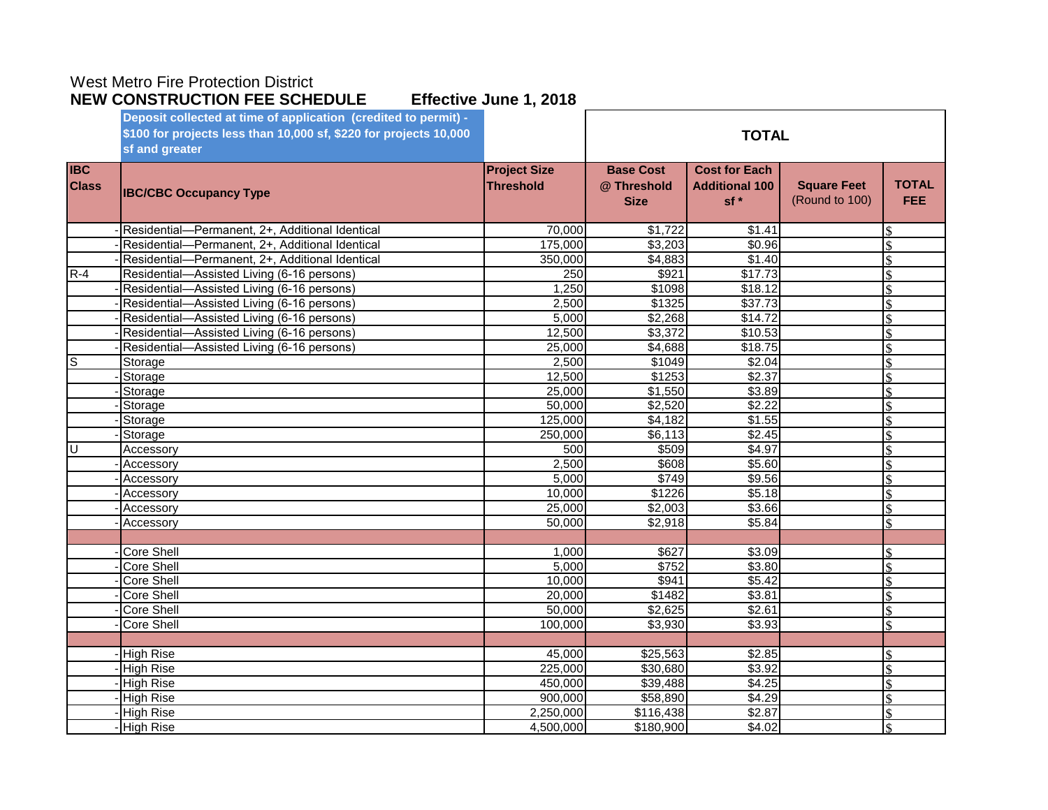West Metro Fire Protection District

**NEW CONSTRUCTION FEE SCHEDULE** **Effective June 1, 2018**

**Deposit collected at time of application (credited to permit) - $100 for projects less than 10,000 sf, $220 for projects 10,000 sf and greater**

| | | | **TOTAL** | | | |
|---|---|---|---|---|---|---|
| **IBC Class** | **IBC/CBC Occupancy Type** | **Project Size Threshold** | **Base Cost @ Threshold Size** | **Cost for Each Additional 100 sf *** | **Square Feet** (Round to 100) | **TOTAL FEE** |
| - | Residential—Permanent, 2+, Additional Identical | 70,000 | $1,722 | $1.41 | | $ |
| - | Residential—Permanent, 2+, Additional Identical | 175,000 | $3,203 | $0.96 | | $ |
| - | Residential—Permanent, 2+, Additional Identical | 350,000 | $4,883 | $1.40 | | $ |
| R-4 | Residential—Assisted Living (6-16 persons) | 250 | $921 | $17.73 | | $ |
| - | Residential—Assisted Living (6-16 persons) | 1,250 | $1098 | $18.12 | | $ |
| - | Residential—Assisted Living (6-16 persons) | 2,500 | $1325 | $37.73 | | $ |
| - | Residential—Assisted Living (6-16 persons) | 5,000 | $2,268 | $14.72 | | $ |
| - | Residential—Assisted Living (6-16 persons) | 12,500 | $3,372 | $10.53 | | $ |
| - | Residential—Assisted Living (6-16 persons) | 25,000 | $4,688 | $18.75 | | $ |
| S | Storage | 2,500 | $1049 | $2.04 | | $ |
| - | Storage | 12,500 | $1253 | $2.37 | | $ |
| - | Storage | 25,000 | $1,550 | $3.89 | | $ |
| - | Storage | 50,000 | $2,520 | $2.22 | | $ |
| - | Storage | 125,000 | $4,182 | $1.55 | | $ |
| - | Storage | 250,000 | $6,113 | $2.45 | | $ |
| U | Accessory | 500 | $509 | $4.97 | | $ |
| - | Accessory | 2,500 | $608 | $5.60 | | $ |
| - | Accessory | 5,000 | $749 | $9.56 | | $ |
| - | Accessory | 10,000 | $1226 | $5.18 | | $ |
| - | Accessory | 25,000 | $2,003 | $3.66 | | $ |
| - | Accessory | 50,000 | $2,918 | $5.84 | | $ |
| | | | | | | |
| - | Core Shell | 1,000 | $627 | $3.09 | | $ |
| - | Core Shell | 5,000 | $752 | $3.80 | | $ |
| - | Core Shell | 10,000 | $941 | $5.42 | | $ |
| - | Core Shell | 20,000 | $1482 | $3.81 | | $ |
| - | Core Shell | 50,000 | $2,625 | $2.61 | | $ |
| - | Core Shell | 100,000 | $3,930 | $3.93 | | $ |
| | | | | | | |
| - | High Rise | 45,000 | $25,563 | $2.85 | | $ |
| - | High Rise | 225,000 | $30,680 | $3.92 | | $ |
| - | High Rise | 450,000 | $39,488 | $4.25 | | $ |
| - | High Rise | 900,000 | $58,890 | $4.29 | | $ |
| - | High Rise | 2,250,000 | $116,438 | $2.87 | | $ |
| - | High Rise | 4,500,000 | $180,900 | $4.02 | | $ |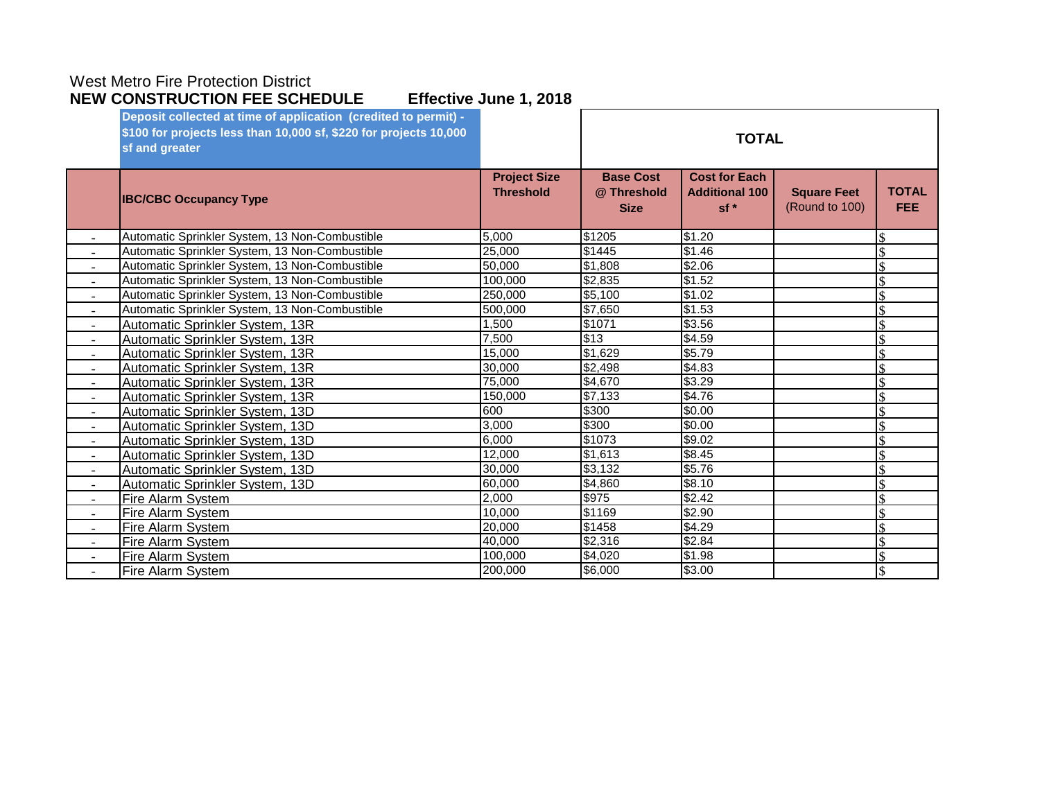West Metro Fire Protection District
**NEW CONSTRUCTION FEE SCHEDULE** **Effective June 1, 2018**

**Deposit collected at time of application (credited to permit) - $100 for projects less than 10,000 sf, $220 for projects 10,000 sf and greater**

| | | | | | | |
|---|---|---|---|---|---|---|
| | | | **TOTAL** | | | |
| | **IBC/CBC Occupancy Type** | **Project Size Threshold** | **Base Cost @ Threshold Size** | **Cost for Each Additional 100 sf \*** | **Square Feet** (Round to 100) | **TOTAL FEE** |
| - | Automatic Sprinkler System, 13 Non-Combustible | 5,000 | $1205 | $1.20 | | $ |
| - | Automatic Sprinkler System, 13 Non-Combustible | 25,000 | $1445 | $1.46 | | $ |
| - | Automatic Sprinkler System, 13 Non-Combustible | 50,000 | $1,808 | $2.06 | | $ |
| - | Automatic Sprinkler System, 13 Non-Combustible | 100,000 | $2,835 | $1.52 | | $ |
| - | Automatic Sprinkler System, 13 Non-Combustible | 250,000 | $5,100 | $1.02 | | $ |
| - | Automatic Sprinkler System, 13 Non-Combustible | 500,000 | $7,650 | $1.53 | | $ |
| - | Automatic Sprinkler System, 13R | 1,500 | $1071 | $3.56 | | $ |
| - | Automatic Sprinkler System, 13R | 7,500 | $13 | $4.59 | | $ |
| - | Automatic Sprinkler System, 13R | 15,000 | $1,629 | $5.79 | | $ |
| - | Automatic Sprinkler System, 13R | 30,000 | $2,498 | $4.83 | | $ |
| - | Automatic Sprinkler System, 13R | 75,000 | $4,670 | $3.29 | | $ |
| - | Automatic Sprinkler System, 13R | 150,000 | $7,133 | $4.76 | | $ |
| - | Automatic Sprinkler System, 13D | 600 | $300 | $0.00 | | $ |
| - | Automatic Sprinkler System, 13D | 3,000 | $300 | $0.00 | | $ |
| - | Automatic Sprinkler System, 13D | 6,000 | $1073 | $9.02 | | $ |
| - | Automatic Sprinkler System, 13D | 12,000 | $1,613 | $8.45 | | $ |
| - | Automatic Sprinkler System, 13D | 30,000 | $3,132 | $5.76 | | $ |
| - | Automatic Sprinkler System, 13D | 60,000 | $4,860 | $8.10 | | $ |
| - | Fire Alarm System | 2,000 | $975 | $2.42 | | $ |
| - | Fire Alarm System | 10,000 | $1169 | $2.90 | | $ |
| - | Fire Alarm System | 20,000 | $1458 | $4.29 | | $ |
| - | Fire Alarm System | 40,000 | $2,316 | $2.84 | | $ |
| - | Fire Alarm System | 100,000 | $4,020 | $1.98 | | $ |
| - | Fire Alarm System | 200,000 | $6,000 | $3.00 | | $ |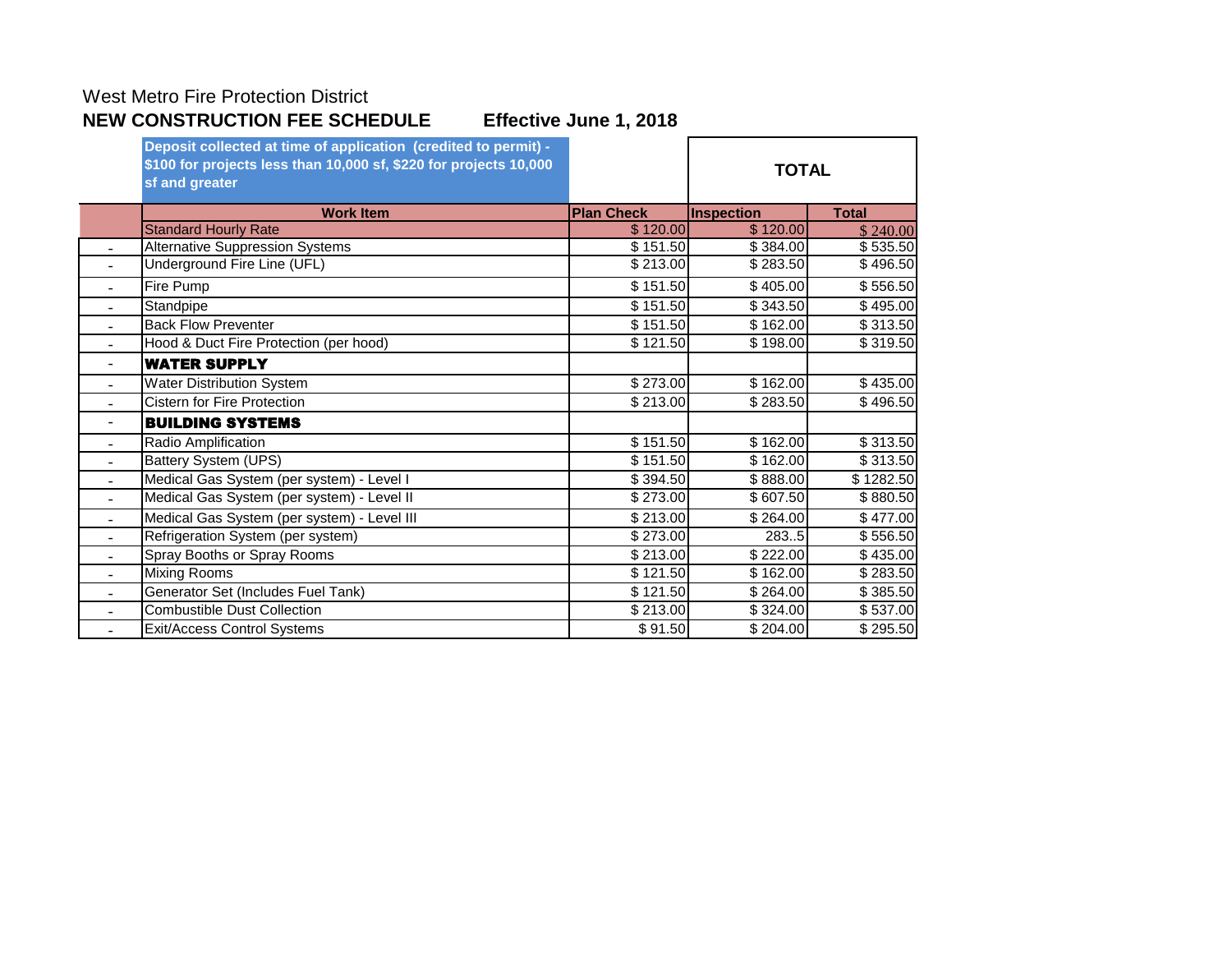West Metro Fire Protection District

**NEW CONSTRUCTION FEE SCHEDULE** **Effective June 1, 2018**

| | **Deposit collected at time of application (credited to permit) - $100 for projects less than 10,000 sf, $220 for projects 10,000 sf and greater** | | **TOTAL** | |
|---|---|---|---|---|
| | **Work Item** | **Plan Check** | **Inspection** | **Total** |
| | Standard Hourly Rate | $ 120.00 | $ 120.00 | $ 240.00 |
| - | Alternative Suppression Systems | $ 151.50 | $ 384.00 | $ 535.50 |
| - | Underground Fire Line (UFL) | $ 213.00 | $ 283.50 | $ 496.50 |
| - | Fire Pump | $ 151.50 | $ 405.00 | $ 556.50 |
| - | Standpipe | $ 151.50 | $ 343.50 | $ 495.00 |
| - | Back Flow Preventer | $ 151.50 | $ 162.00 | $ 313.50 |
| - | Hood & Duct Fire Protection (per hood) | $ 121.50 | $ 198.00 | $ 319.50 |
| - | **WATER SUPPLY** | | | |
| - | Water Distribution System | $ 273.00 | $ 162.00 | $ 435.00 |
| - | Cistern for Fire Protection | $ 213.00 | $ 283.50 | $ 496.50 |
| - | **BUILDING SYSTEMS** | | | |
| - | Radio Amplification | $ 151.50 | $ 162.00 | $ 313.50 |
| - | Battery System (UPS) | $ 151.50 | $ 162.00 | $ 313.50 |
| - | Medical Gas System (per system) - Level I | $ 394.50 | $ 888.00 | $ 1282.50 |
| - | Medical Gas System (per system) - Level II | $ 273.00 | $ 607.50 | $ 880.50 |
| - | Medical Gas System (per system) - Level III | $ 213.00 | $ 264.00 | $ 477.00 |
| - | Refrigeration System (per system) | $ 273.00 | 283..5 | $ 556.50 |
| - | Spray Booths or Spray Rooms | $ 213.00 | $ 222.00 | $ 435.00 |
| - | Mixing Rooms | $ 121.50 | $ 162.00 | $ 283.50 |
| - | Generator Set (Includes Fuel Tank) | $ 121.50 | $ 264.00 | $ 385.50 |
| - | Combustible Dust Collection | $ 213.00 | $ 324.00 | $ 537.00 |
| - | Exit/Access Control Systems | $ 91.50 | $ 204.00 | $ 295.50 |